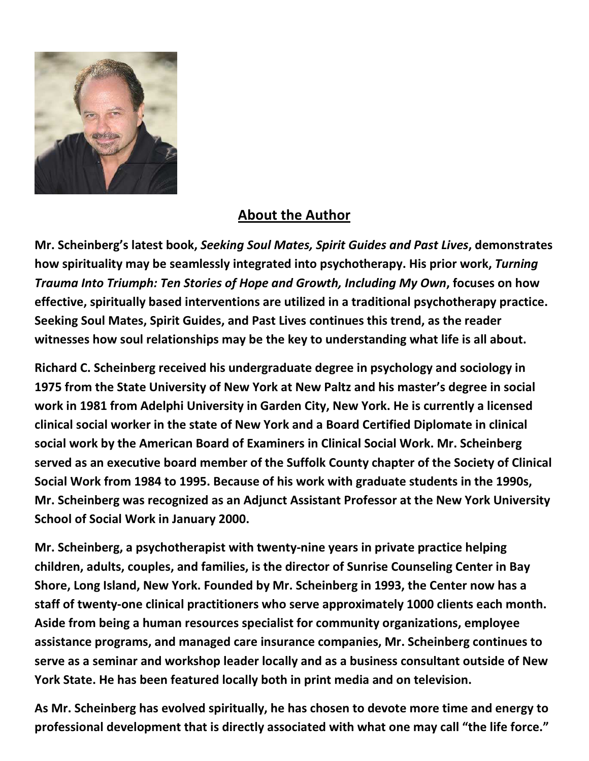## About the Author

**Mr. Scheinberg's latest book, *Seeking Soul Mates, Spirit Guides and Past Lives*, demonstrates how spirituality may be seamlessly integrated into psychotherapy. His prior work, *Turning Trauma Into Triumph: Ten Stories of Hope and Growth, Including My Own*, focuses on how effective, spiritually based interventions are utilized in a traditional psychotherapy practice. Seeking Soul Mates, Spirit Guides, and Past Lives continues this trend, as the reader witnesses how soul relationships may be the key to understanding what life is all about.**

**Richard C. Scheinberg received his undergraduate degree in psychology and sociology in 1975 from the State University of New York at New Paltz and his master's degree in social work in 1981 from Adelphi University in Garden City, New York. He is currently a licensed clinical social worker in the state of New York and a Board Certified Diplomate in clinical social work by the American Board of Examiners in Clinical Social Work. Mr. Scheinberg served as an executive board member of the Suffolk County chapter of the Society of Clinical Social Work from 1984 to 1995. Because of his work with graduate students in the 1990s, Mr. Scheinberg was recognized as an Adjunct Assistant Professor at the New York University School of Social Work in January 2000.**

**Mr. Scheinberg, a psychotherapist with twenty-nine years in private practice helping children, adults, couples, and families, is the director of Sunrise Counseling Center in Bay Shore, Long Island, New York. Founded by Mr. Scheinberg in 1993, the Center now has a staff of twenty-one clinical practitioners who serve approximately 1000 clients each month. Aside from being a human resources specialist for community organizations, employee assistance programs, and managed care insurance companies, Mr. Scheinberg continues to serve as a seminar and workshop leader locally and as a business consultant outside of New York State. He has been featured locally both in print media and on television.**

**As Mr. Scheinberg has evolved spiritually, he has chosen to devote more time and energy to professional development that is directly associated with what one may call "the life force."**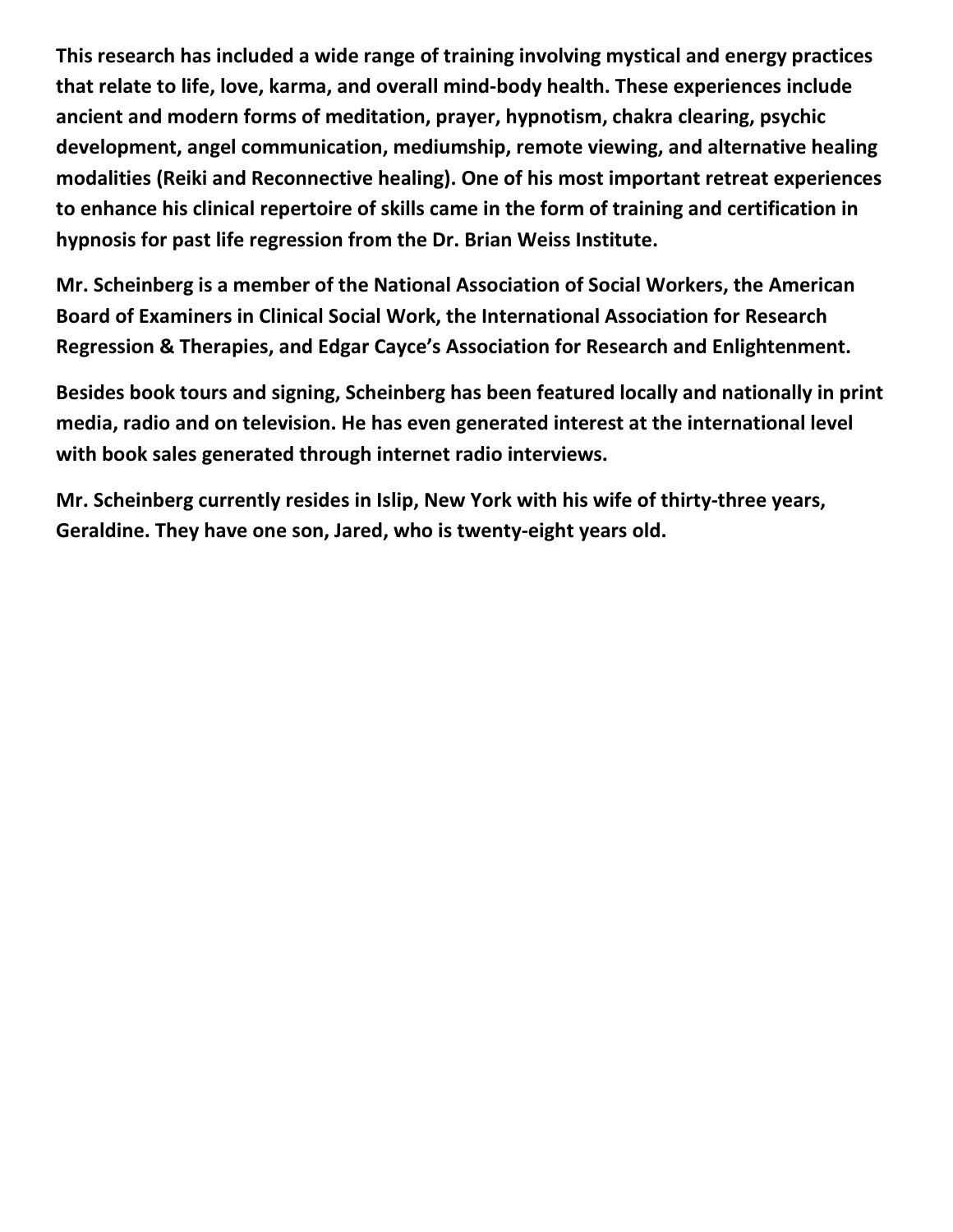**This research has included a wide range of training involving mystical and energy practices that relate to life, love, karma, and overall mind-body health. These experiences include ancient and modern forms of meditation, prayer, hypnotism, chakra clearing, psychic development, angel communication, mediumship, remote viewing, and alternative healing modalities (Reiki and Reconnective healing). One of his most important retreat experiences to enhance his clinical repertoire of skills came in the form of training and certification in hypnosis for past life regression from the Dr. Brian Weiss Institute.**

**Mr. Scheinberg is a member of the National Association of Social Workers, the American Board of Examiners in Clinical Social Work, the International Association for Research Regression & Therapies, and Edgar Cayce's Association for Research and Enlightenment.**

**Besides book tours and signing, Scheinberg has been featured locally and nationally in print media, radio and on television. He has even generated interest at the international level with book sales generated through internet radio interviews.**

**Mr. Scheinberg currently resides in Islip, New York with his wife of thirty-three years, Geraldine. They have one son, Jared, who is twenty-eight years old.**